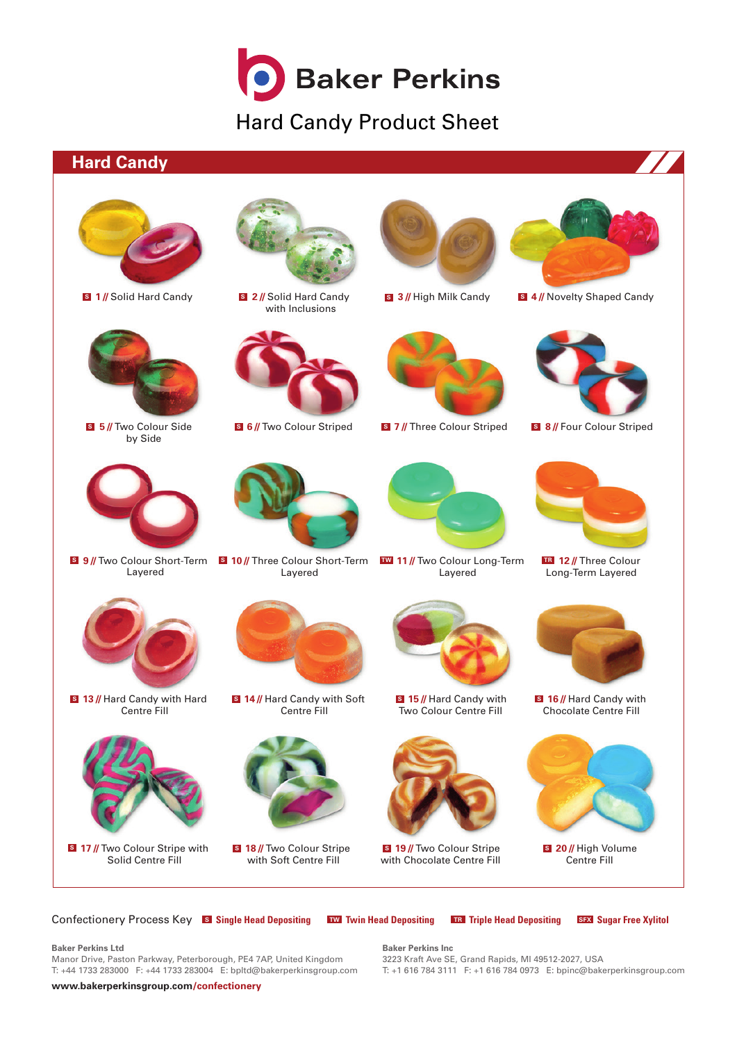# Baker Perkins

## Hard Candy Product Sheet

## Hard Candy

- S 1 // Solid Hard Candy
- S 2 // Solid Hard Candy with Inclusions
- S 3 // High Milk Candy
- S 4 // Novelty Shaped Candy
- S 5 // Two Colour Side by Side
- S 6 // Two Colour Striped
- S 7 // Three Colour Striped
- S 8 // Four Colour Striped
- S 9 // Two Colour Short-Term Layered
- S 10 // Three Colour Short-Term Layered
- TW 11 // Two Colour Long-Term Layered
- TR 12 // Three Colour Long-Term Layered
- S 13 // Hard Candy with Hard Centre Fill
- S 14 // Hard Candy with Soft Centre Fill
- S 15 // Hard Candy with Two Colour Centre Fill
- S 16 // Hard Candy with Chocolate Centre Fill
- S 17 // Two Colour Stripe with Solid Centre Fill
- S 18 // Two Colour Stripe with Soft Centre Fill
- S 19 // Two Colour Stripe with Chocolate Centre Fill
- S 20 // High Volume Centre Fill

Confectionery Process Key **S Single Head Depositing** **TW Twin Head Depositing** **TR Triple Head Depositing** **SFX Sugar Free Xylitol**

**Baker Perkins Ltd**
Manor Drive, Paston Parkway, Peterborough, PE4 7AP, United Kingdom
T: +44 1733 283000 F: +44 1733 283004 E: bpltd@bakerperkinsgroup.com

**Baker Perkins Inc**
3223 Kraft Ave SE, Grand Rapids, MI 49512-2027, USA
T: +1 616 784 3111 F: +1 616 784 0973 E: bpinc@bakerperkinsgroup.com

**www.bakerperkinsgroup.com/confectionery**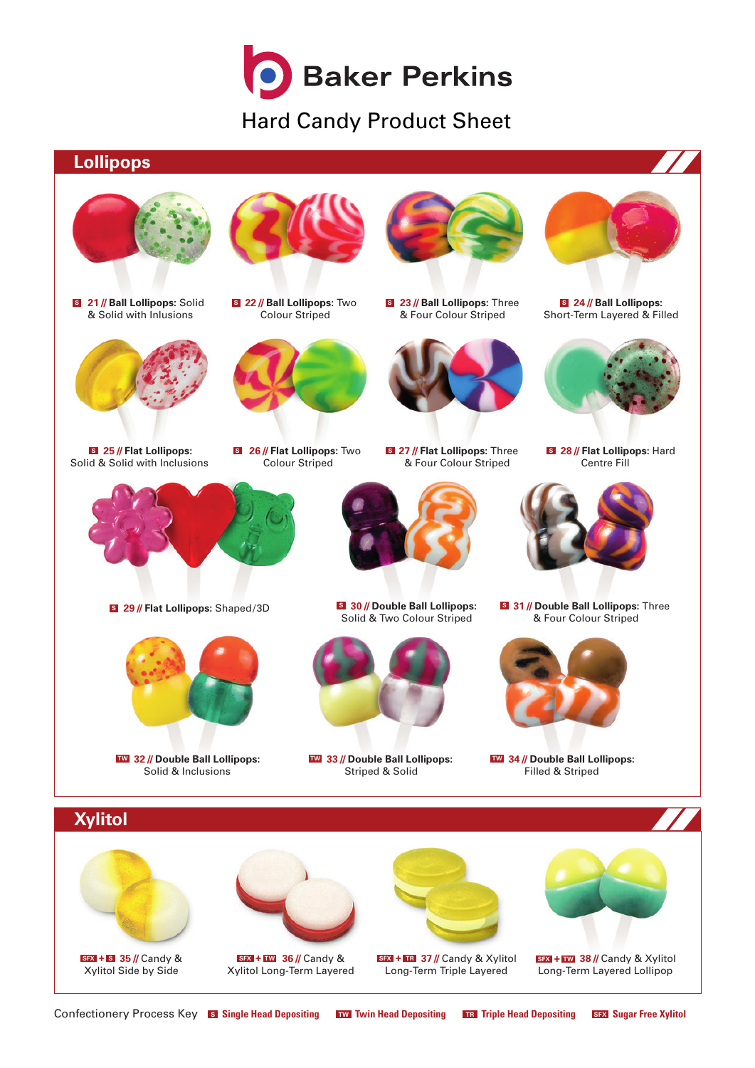# Baker Perkins

## Hard Candy Product Sheet

## Lollipops

S **21 // Ball Lollipops:** Solid & Solid with Inclusions

S **22 // Ball Lollipops:** Two Colour Striped

S **23 // Ball Lollipops:** Three & Four Colour Striped

S **24 // Ball Lollipops:** Short-Term Layered & Filled

S **25 // Flat Lollipops:** Solid & Solid with Inclusions

S **26 // Flat Lollipops:** Two Colour Striped

S **27 // Flat Lollipops:** Three & Four Colour Striped

S **28 // Flat Lollipops:** Hard Centre Fill

S **29 // Flat Lollipops:** Shaped/3D

S **30 // Double Ball Lollipops:** Solid & Two Colour Striped

S **31 // Double Ball Lollipops:** Three & Four Colour Striped

TW **32 // Double Ball Lollipops:** Solid & Inclusions

TW **33 // Double Ball Lollipops:** Striped & Solid

TW **34 // Double Ball Lollipops:** Filled & Striped

## Xylitol

SFX + S **35 //** Candy & Xylitol Side by Side

SFX + TW **36 //** Candy & Xylitol Long-Term Layered

SFX + TR **37 //** Candy & Xylitol Long-Term Triple Layered

SFX + TW **38 //** Candy & Xylitol Long-Term Layered Lollipop

Confectionery Process Key **S Single Head Depositing** **TW Twin Head Depositing** **TR Triple Head Depositing** **SFX Sugar Free Xylitol**